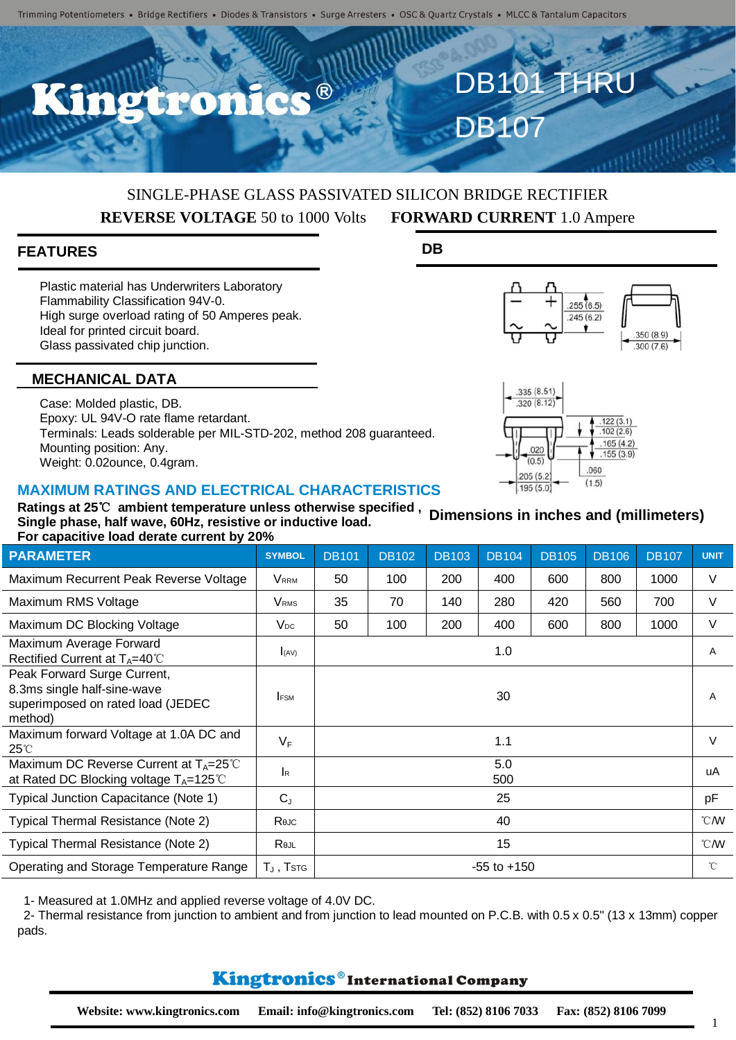# DB101 THRU DB107

SINGLE-PHASE GLASS PASSIVATED SILICON BRIDGE RECTIFIER

**REVERSE VOLTAGE** 50 to 1000 Volts **FORWARD CURRENT** 1.0 Ampere

## FEATURES

- Plastic material has Underwriters Laboratory Flammability Classification 94V-0.
- High surge overload rating of 50 Amperes peak.
- Ideal for printed circuit board.
- Glass passivated chip junction.

## MECHANICAL DATA

- Case: Molded plastic, DB.
- Epoxy: UL 94V-O rate flame retardant.
- Terminals: Leads solderable per MIL-STD-202, method 208 guaranteed.
- Mounting position: Any.
- Weight: 0.02ounce, 0.4gram.

## DB

.255 (6.5) / .245 (6.2)
.350 (8.9) / .300 (7.6)
.335 (8.51) / .320 (8.12)
.122 (3.1) / .102 (2.6)
.165 (4.2) / .155 (3.9)
.020 (0.5)
.060 (1.5)
.205 (5.2) / .195 (5.0)

**Dimensions in inches and (millimeters)**

## MAXIMUM RATINGS AND ELECTRICAL CHARACTERISTICS

**Ratings at 25℃ ambient temperature unless otherwise specified ,**
**Single phase, half wave, 60Hz, resistive or inductive load.**
**For capacitive load derate current by 20%**

| PARAMETER | SYMBOL | DB101 | DB102 | DB103 | DB104 | DB105 | DB106 | DB107 | UNIT |
|---|---|---|---|---|---|---|---|---|---|
| Maximum Recurrent Peak Reverse Voltage | $V_{RRM}$ | 50 | 100 | 200 | 400 | 600 | 800 | 1000 | V |
| Maximum RMS Voltage | $V_{RMS}$ | 35 | 70 | 140 | 280 | 420 | 560 | 700 | V |
| Maximum DC Blocking Voltage | $V_{DC}$ | 50 | 100 | 200 | 400 | 600 | 800 | 1000 | V |
| Maximum Average Forward Rectified Current at $T_A$=40℃ | $I_{(AV)}$ | 1.0 | | | | | | | A |
| Peak Forward Surge Current, 8.3ms single half-sine-wave superimposed on rated load (JEDEC method) | $I_{FSM}$ | 30 | | | | | | | A |
| Maximum forward Voltage at 1.0A DC and 25℃ | $V_F$ | 1.1 | | | | | | | V |
| Maximum DC Reverse Current at $T_A$=25℃ at Rated DC Blocking voltage $T_A$=125℃ | $I_R$ | 5.0<br>500 | | | | | | | uA |
| Typical Junction Capacitance (Note 1) | $C_J$ | 25 | | | | | | | pF |
| Typical Thermal Resistance (Note 2) | $R_{\theta JC}$ | 40 | | | | | | | ℃/W |
| Typical Thermal Resistance (Note 2) | $R_{\theta JL}$ | 15 | | | | | | | ℃/W |
| Operating and Storage Temperature Range | $T_J$ , $T_{STG}$ | -55 to +150 | | | | | | | ℃ |

1- Measured at 1.0MHz and applied reverse voltage of 4.0V DC.
2- Thermal resistance from junction to ambient and from junction to lead mounted on P.C.B. with 0.5 x 0.5" (13 x 13mm) copper pads.

**Kingtronics® International Company**

**Website: www.kingtronics.com Email: info@kingtronics.com Tel: (852) 8106 7033 Fax: (852) 8106 7099**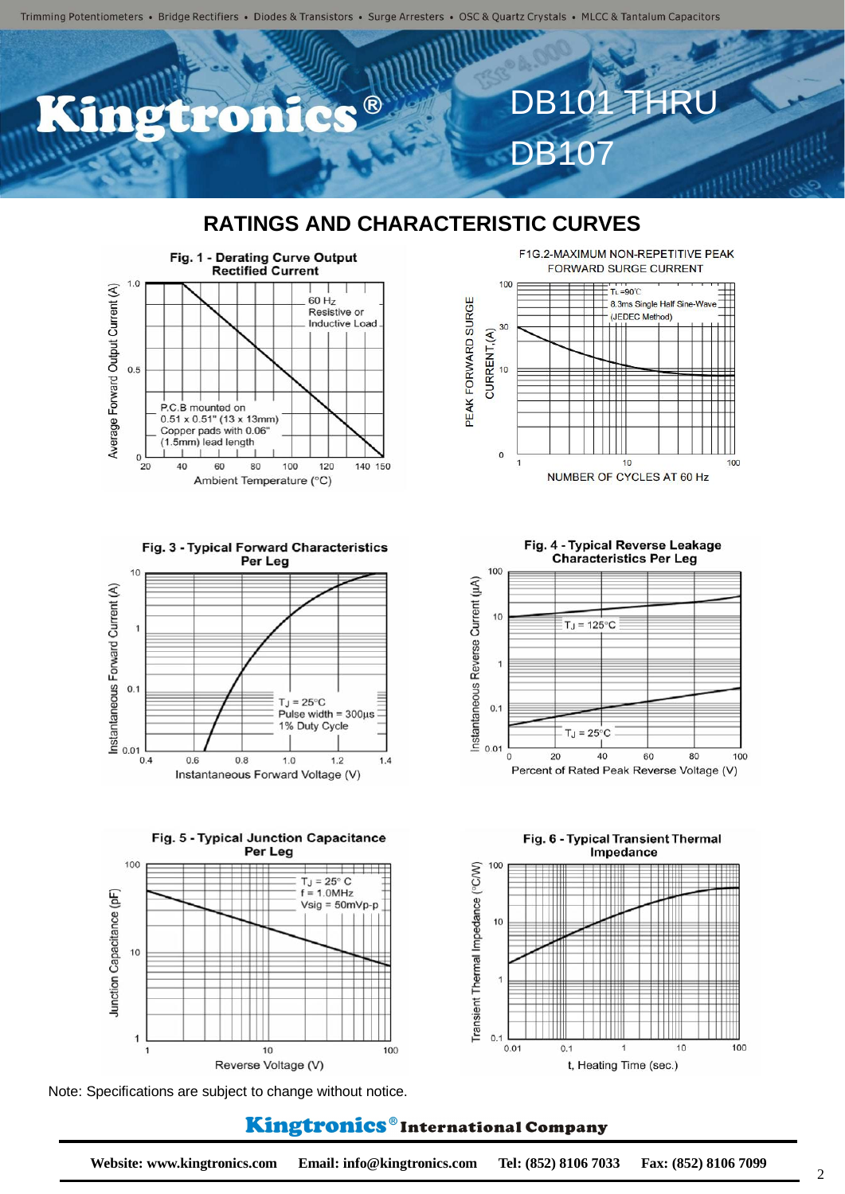# DB101 THRU DB107

## RATINGS AND CHARACTERISTIC CURVES

**Fig. 1 - Derating Curve Output Rectified Current**

Average Forward Output Current (A)

1.0
0.5
0

60 Hz
Resistive or
Inductive Load

P.C.B mounted on
0.51 x 0.51" (13 x 13mm)
Copper pads with 0.06"
(1.5mm) lead length

20 40 60 80 100 120 140 150

Ambient Temperature (°C)

**F1G.2-MAXIMUM NON-REPETITIVE PEAK FORWARD SURGE CURRENT**

PEAK FORWARD SURGE CURRENT, (A)

100
30
10
0

$T_L$ =90°C
8.3ms Single Half Sine-Wave
(JEDEC Method)

1 10 100

NUMBER OF CYCLES AT 60 Hz

**Fig. 3 - Typical Forward Characteristics Per Leg**

Instantaneous Forward Current (A)

10
1
0.1
0.01

$T_J$ = 25°C
Pulse width = 300µs
1% Duty Cycle

0.4 0.6 0.8 1.0 1.2 1.4

Instantaneous Forward Voltage (V)

**Fig. 4 - Typical Reverse Leakage Characteristics Per Leg**

Instantaneous Reverse Current (µA)

100
10
1
0.1
0.01

$T_J$ = 125°C

$T_J$ = 25°C

0 20 40 60 80 100

Percent of Rated Peak Reverse Voltage (V)

**Fig. 5 - Typical Junction Capacitance Per Leg**

Junction Capacitance (pF)

100
10
1

$T_J$ = 25° C
f = 1.0MHz
Vsig = 50mVp-p

1 10 100

Reverse Voltage (V)

**Fig. 6 - Typical Transient Thermal Impedance**

Transient Thermal Impedance (°C/W)

100
10
1
0.1

0.01 0.1 1 10 100

t, Heating Time (sec.)

Note: Specifications are subject to change without notice.